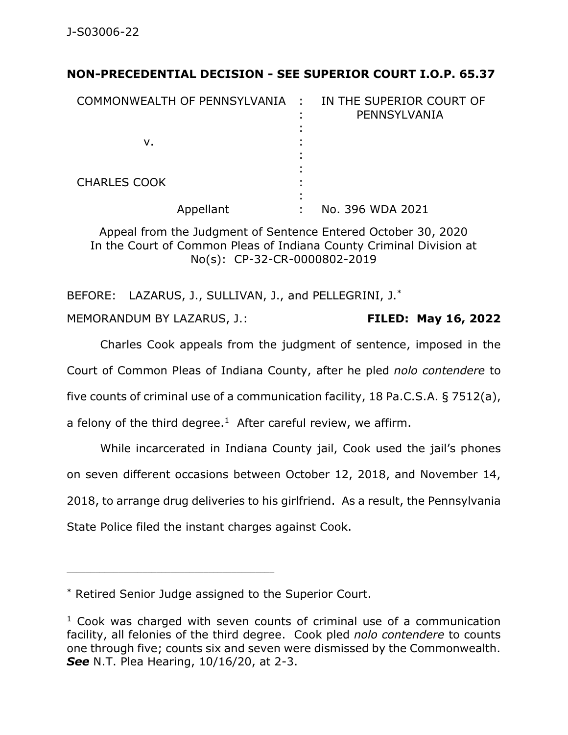J-S03006-22

**NON-PRECEDENTIAL DECISION - SEE SUPERIOR COURT I.O.P. 65.37**

| | | |
|---|---|---|
| COMMONWEALTH OF PENNSYLVANIA | : | IN THE SUPERIOR COURT OF PENNSYLVANIA |
| v. | : | |
| CHARLES COOK | : | |
| Appellant | : | No. 396 WDA 2021 |

Appeal from the Judgment of Sentence Entered October 30, 2020
In the Court of Common Pleas of Indiana County Criminal Division at No(s): CP-32-CR-0000802-2019

BEFORE: LAZARUS, J., SULLIVAN, J., and PELLEGRINI, J.*

MEMORANDUM BY LAZARUS, J.: **FILED: May 16, 2022**

Charles Cook appeals from the judgment of sentence, imposed in the Court of Common Pleas of Indiana County, after he pled *nolo contendere* to five counts of criminal use of a communication facility, 18 Pa.C.S.A. § 7512(a), a felony of the third degree.[1] After careful review, we affirm.

While incarcerated in Indiana County jail, Cook used the jail's phones on seven different occasions between October 12, 2018, and November 14, 2018, to arrange drug deliveries to his girlfriend. As a result, the Pennsylvania State Police filed the instant charges against Cook.

---

* Retired Senior Judge assigned to the Superior Court.

[1] Cook was charged with seven counts of criminal use of a communication facility, all felonies of the third degree. Cook pled *nolo contendere* to counts one through five; counts six and seven were dismissed by the Commonwealth. ***See*** N.T. Plea Hearing, 10/16/20, at 2-3.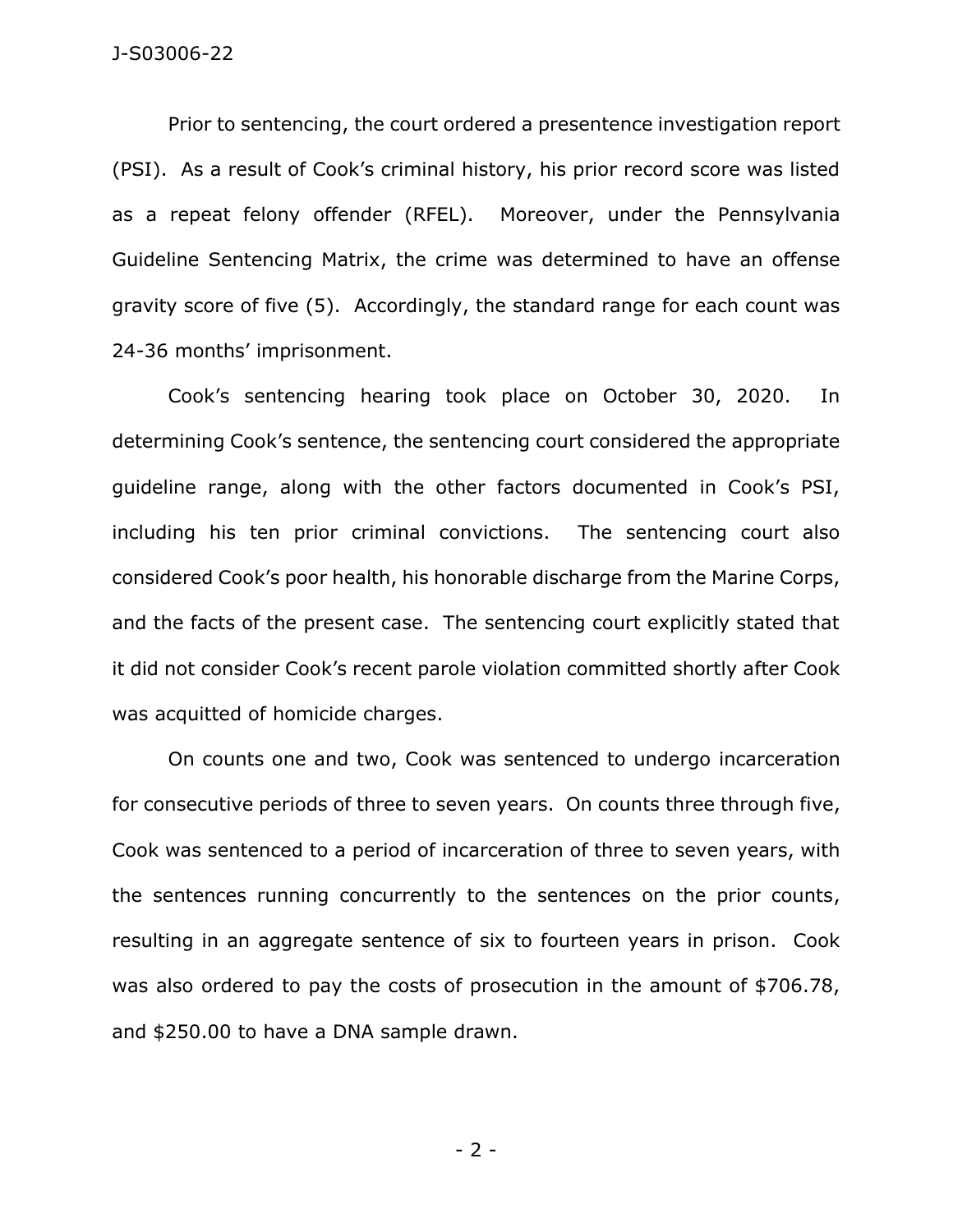Prior to sentencing, the court ordered a presentence investigation report (PSI). As a result of Cook's criminal history, his prior record score was listed as a repeat felony offender (RFEL). Moreover, under the Pennsylvania Guideline Sentencing Matrix, the crime was determined to have an offense gravity score of five (5). Accordingly, the standard range for each count was 24-36 months' imprisonment.

Cook's sentencing hearing took place on October 30, 2020. In determining Cook's sentence, the sentencing court considered the appropriate guideline range, along with the other factors documented in Cook's PSI, including his ten prior criminal convictions. The sentencing court also considered Cook's poor health, his honorable discharge from the Marine Corps, and the facts of the present case. The sentencing court explicitly stated that it did not consider Cook's recent parole violation committed shortly after Cook was acquitted of homicide charges.

On counts one and two, Cook was sentenced to undergo incarceration for consecutive periods of three to seven years. On counts three through five, Cook was sentenced to a period of incarceration of three to seven years, with the sentences running concurrently to the sentences on the prior counts, resulting in an aggregate sentence of six to fourteen years in prison. Cook was also ordered to pay the costs of prosecution in the amount of $706.78, and $250.00 to have a DNA sample drawn.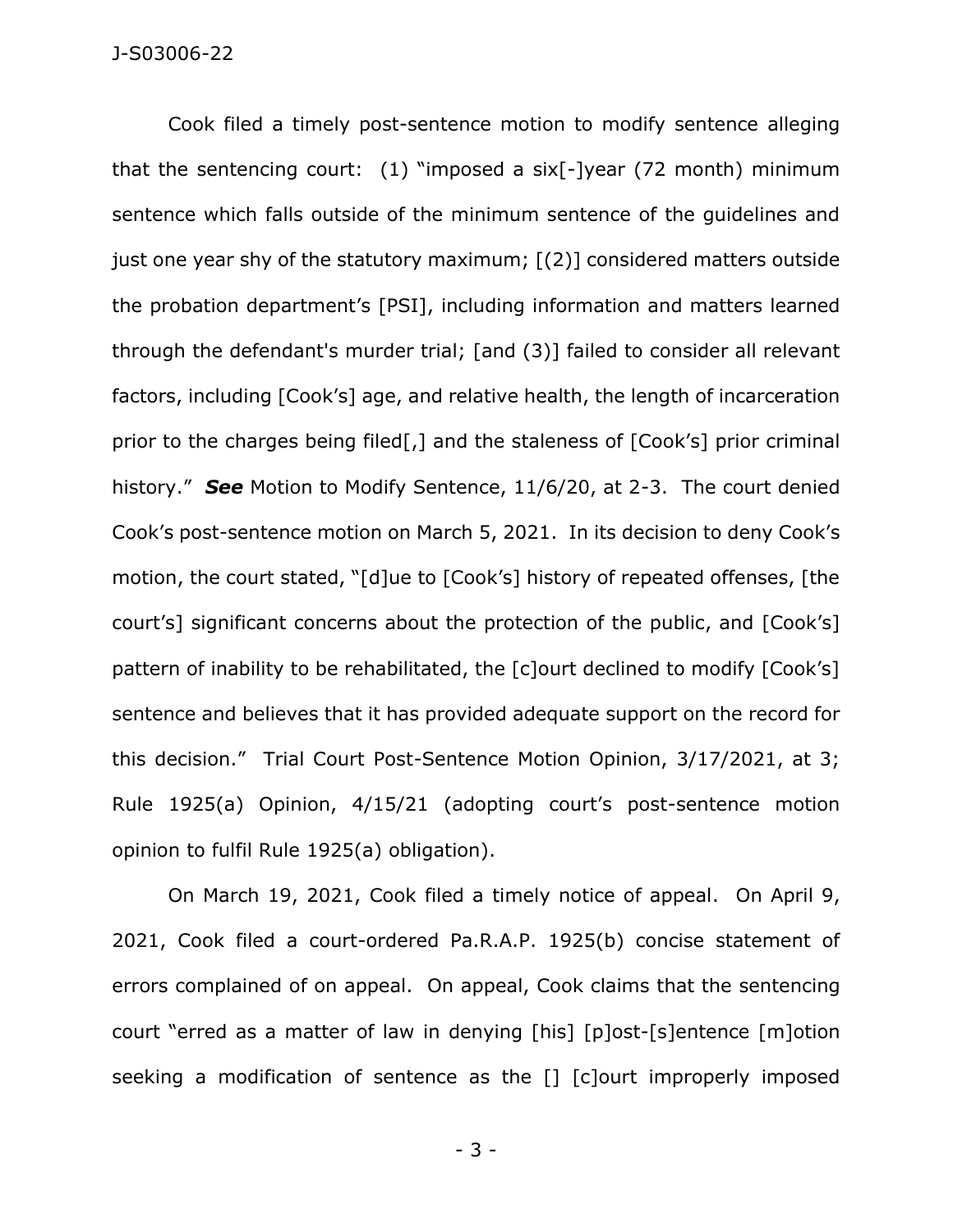Cook filed a timely post-sentence motion to modify sentence alleging that the sentencing court: (1) "imposed a six[-]year (72 month) minimum sentence which falls outside of the minimum sentence of the guidelines and just one year shy of the statutory maximum; [(2)] considered matters outside the probation department's [PSI], including information and matters learned through the defendant's murder trial; [and (3)] failed to consider all relevant factors, including [Cook's] age, and relative health, the length of incarceration prior to the charges being filed[,] and the staleness of [Cook's] prior criminal history." ***See*** Motion to Modify Sentence, 11/6/20, at 2-3. The court denied Cook's post-sentence motion on March 5, 2021. In its decision to deny Cook's motion, the court stated, "[d]ue to [Cook's] history of repeated offenses, [the court's] significant concerns about the protection of the public, and [Cook's] pattern of inability to be rehabilitated, the [c]ourt declined to modify [Cook's] sentence and believes that it has provided adequate support on the record for this decision." Trial Court Post-Sentence Motion Opinion, 3/17/2021, at 3; Rule 1925(a) Opinion, 4/15/21 (adopting court's post-sentence motion opinion to fulfil Rule 1925(a) obligation).

On March 19, 2021, Cook filed a timely notice of appeal. On April 9, 2021, Cook filed a court-ordered Pa.R.A.P. 1925(b) concise statement of errors complained of on appeal. On appeal, Cook claims that the sentencing court "erred as a matter of law in denying [his] [p]ost-[s]entence [m]otion seeking a modification of sentence as the [] [c]ourt improperly imposed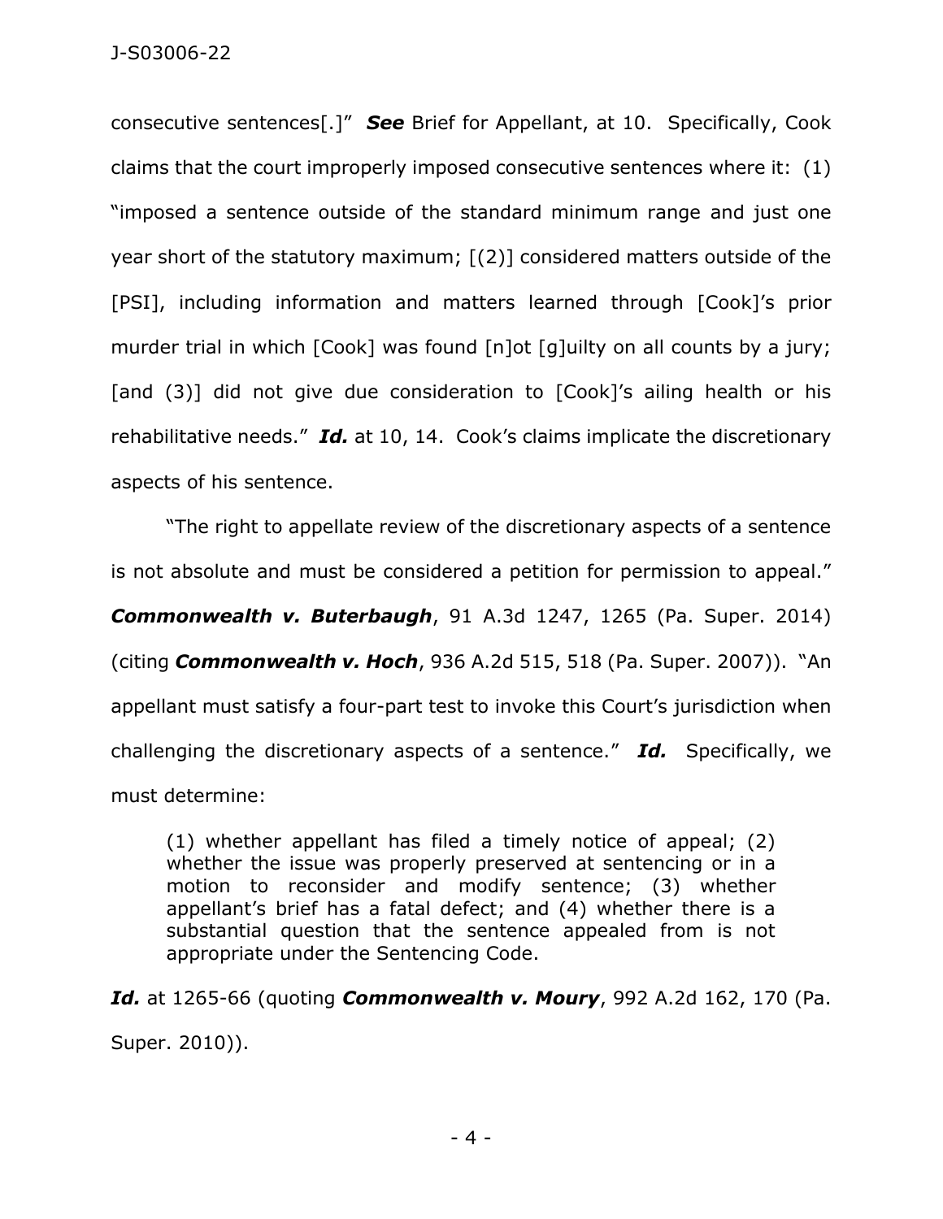consecutive sentences[.]" ***See*** Brief for Appellant, at 10. Specifically, Cook claims that the court improperly imposed consecutive sentences where it: (1) "imposed a sentence outside of the standard minimum range and just one year short of the statutory maximum; [(2)] considered matters outside of the [PSI], including information and matters learned through [Cook]'s prior murder trial in which [Cook] was found [n]ot [g]uilty on all counts by a jury; [and (3)] did not give due consideration to [Cook]'s ailing health or his rehabilitative needs." ***Id.*** at 10, 14. Cook's claims implicate the discretionary aspects of his sentence.

"The right to appellate review of the discretionary aspects of a sentence is not absolute and must be considered a petition for permission to appeal." ***Commonwealth v. Buterbaugh***, 91 A.3d 1247, 1265 (Pa. Super. 2014) (citing ***Commonwealth v. Hoch***, 936 A.2d 515, 518 (Pa. Super. 2007)). "An appellant must satisfy a four-part test to invoke this Court's jurisdiction when challenging the discretionary aspects of a sentence." ***Id.*** Specifically, we must determine:

> (1) whether appellant has filed a timely notice of appeal; (2) whether the issue was properly preserved at sentencing or in a motion to reconsider and modify sentence; (3) whether appellant's brief has a fatal defect; and (4) whether there is a substantial question that the sentence appealed from is not appropriate under the Sentencing Code.

***Id.*** at 1265-66 (quoting ***Commonwealth v. Moury***, 992 A.2d 162, 170 (Pa. Super. 2010)).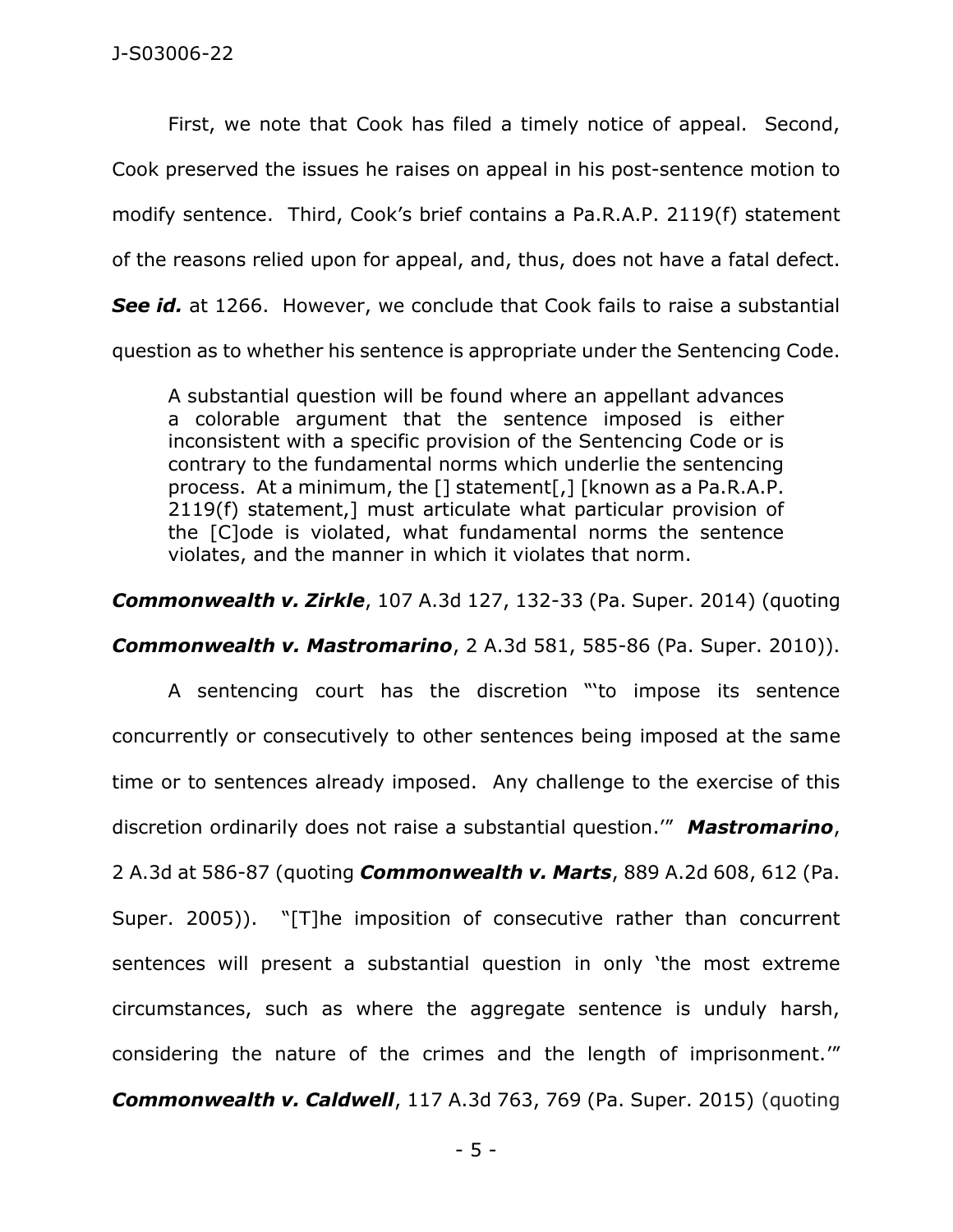First, we note that Cook has filed a timely notice of appeal. Second, Cook preserved the issues he raises on appeal in his post-sentence motion to modify sentence. Third, Cook's brief contains a Pa.R.A.P. 2119(f) statement of the reasons relied upon for appeal, and, thus, does not have a fatal defect. ***See id.*** at 1266. However, we conclude that Cook fails to raise a substantial question as to whether his sentence is appropriate under the Sentencing Code.

> A substantial question will be found where an appellant advances a colorable argument that the sentence imposed is either inconsistent with a specific provision of the Sentencing Code or is contrary to the fundamental norms which underlie the sentencing process. At a minimum, the [] statement[,] [known as a Pa.R.A.P. 2119(f) statement,] must articulate what particular provision of the [C]ode is violated, what fundamental norms the sentence violates, and the manner in which it violates that norm.

***Commonwealth v. Zirkle***, 107 A.3d 127, 132-33 (Pa. Super. 2014) (quoting ***Commonwealth v. Mastromarino***, 2 A.3d 581, 585-86 (Pa. Super. 2010)).

A sentencing court has the discretion "'to impose its sentence concurrently or consecutively to other sentences being imposed at the same time or to sentences already imposed. Any challenge to the exercise of this discretion ordinarily does not raise a substantial question.'" ***Mastromarino***, 2 A.3d at 586-87 (quoting ***Commonwealth v. Marts***, 889 A.2d 608, 612 (Pa. Super. 2005)). "[T]he imposition of consecutive rather than concurrent sentences will present a substantial question in only 'the most extreme circumstances, such as where the aggregate sentence is unduly harsh, considering the nature of the crimes and the length of imprisonment.'" ***Commonwealth v. Caldwell***, 117 A.3d 763, 769 (Pa. Super. 2015) (quoting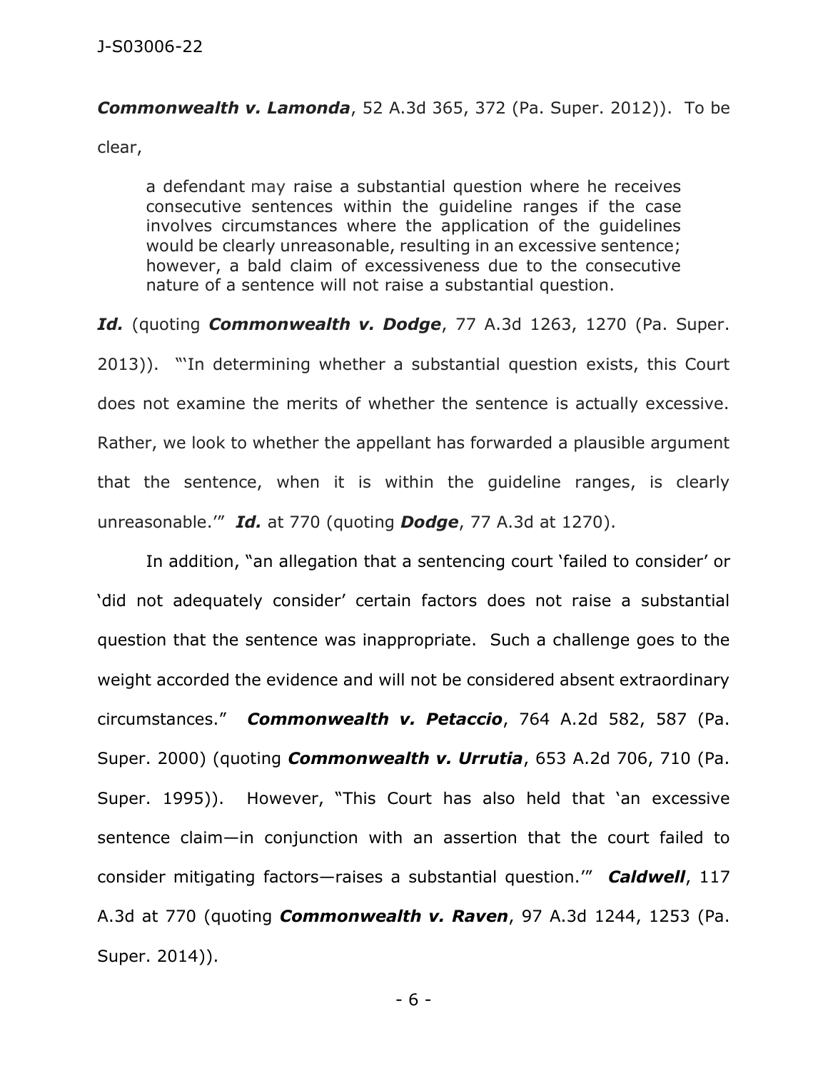***Commonwealth v. Lamonda***, 52 A.3d 365, 372 (Pa. Super. 2012)). To be clear,

> a defendant may raise a substantial question where he receives consecutive sentences within the guideline ranges if the case involves circumstances where the application of the guidelines would be clearly unreasonable, resulting in an excessive sentence; however, a bald claim of excessiveness due to the consecutive nature of a sentence will not raise a substantial question.

***Id.*** (quoting ***Commonwealth v. Dodge***, 77 A.3d 1263, 1270 (Pa. Super. 2013)). "'In determining whether a substantial question exists, this Court does not examine the merits of whether the sentence is actually excessive. Rather, we look to whether the appellant has forwarded a plausible argument that the sentence, when it is within the guideline ranges, is clearly unreasonable.'" ***Id.*** at 770 (quoting ***Dodge***, 77 A.3d at 1270).

In addition, "an allegation that a sentencing court 'failed to consider' or 'did not adequately consider' certain factors does not raise a substantial question that the sentence was inappropriate. Such a challenge goes to the weight accorded the evidence and will not be considered absent extraordinary circumstances." ***Commonwealth v. Petaccio***, 764 A.2d 582, 587 (Pa. Super. 2000) (quoting ***Commonwealth v. Urrutia***, 653 A.2d 706, 710 (Pa. Super. 1995)). However, "This Court has also held that 'an excessive sentence claim—in conjunction with an assertion that the court failed to consider mitigating factors—raises a substantial question.'" ***Caldwell***, 117 A.3d at 770 (quoting ***Commonwealth v. Raven***, 97 A.3d 1244, 1253 (Pa. Super. 2014)).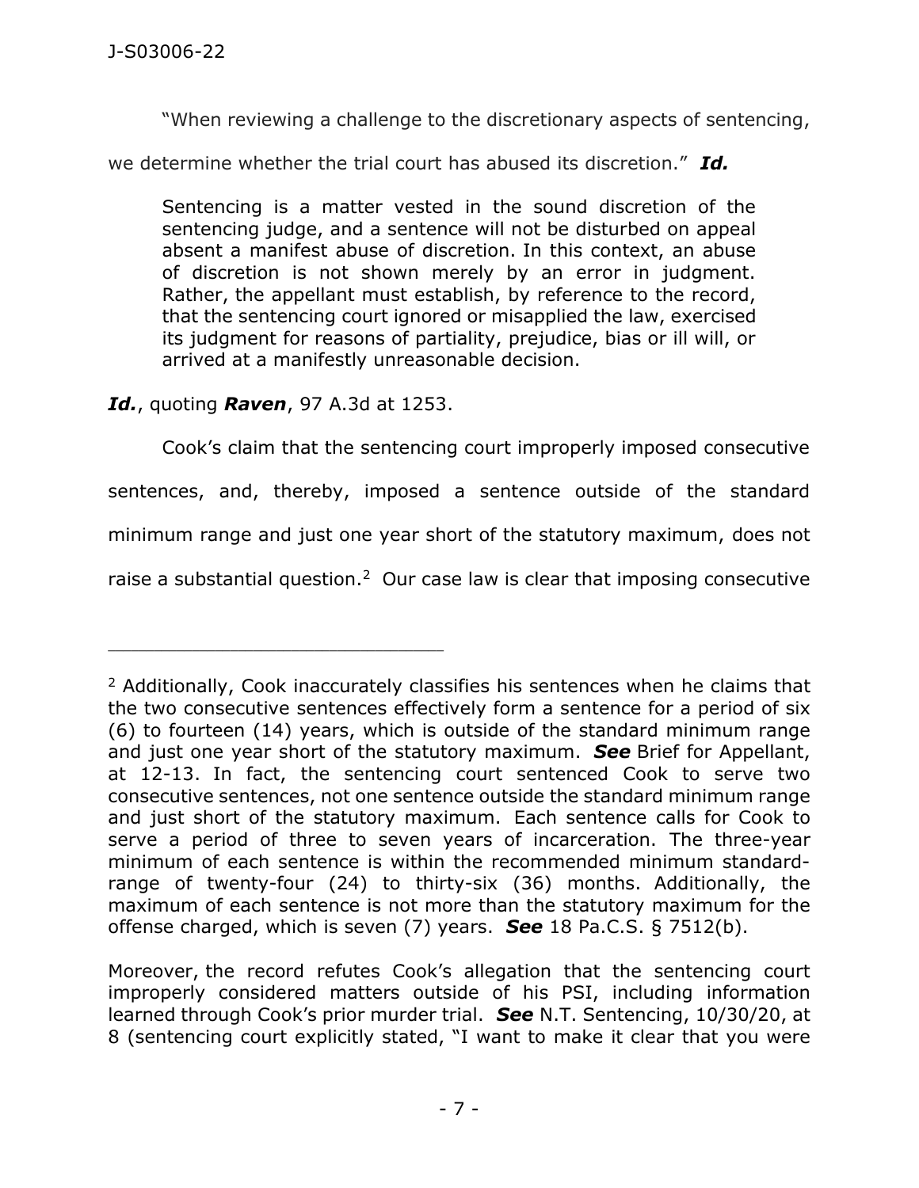"When reviewing a challenge to the discretionary aspects of sentencing, we determine whether the trial court has abused its discretion." ***Id.***

> Sentencing is a matter vested in the sound discretion of the sentencing judge, and a sentence will not be disturbed on appeal absent a manifest abuse of discretion. In this context, an abuse of discretion is not shown merely by an error in judgment. Rather, the appellant must establish, by reference to the record, that the sentencing court ignored or misapplied the law, exercised its judgment for reasons of partiality, prejudice, bias or ill will, or arrived at a manifestly unreasonable decision.

***Id.***, quoting ***Raven***, 97 A.3d at 1253.

Cook's claim that the sentencing court improperly imposed consecutive sentences, and, thereby, imposed a sentence outside of the standard minimum range and just one year short of the statutory maximum, does not raise a substantial question.[2] Our case law is clear that imposing consecutive

---

[2] Additionally, Cook inaccurately classifies his sentences when he claims that the two consecutive sentences effectively form a sentence for a period of six (6) to fourteen (14) years, which is outside of the standard minimum range and just one year short of the statutory maximum. ***See*** Brief for Appellant, at 12-13. In fact, the sentencing court sentenced Cook to serve two consecutive sentences, not one sentence outside the standard minimum range and just short of the statutory maximum. Each sentence calls for Cook to serve a period of three to seven years of incarceration. The three-year minimum of each sentence is within the recommended minimum standard-range of twenty-four (24) to thirty-six (36) months. Additionally, the maximum of each sentence is not more than the statutory maximum for the offense charged, which is seven (7) years. ***See*** 18 Pa.C.S. § 7512(b).

Moreover, the record refutes Cook's allegation that the sentencing court improperly considered matters outside of his PSI, including information learned through Cook's prior murder trial. ***See*** N.T. Sentencing, 10/30/20, at 8 (sentencing court explicitly stated, "I want to make it clear that you were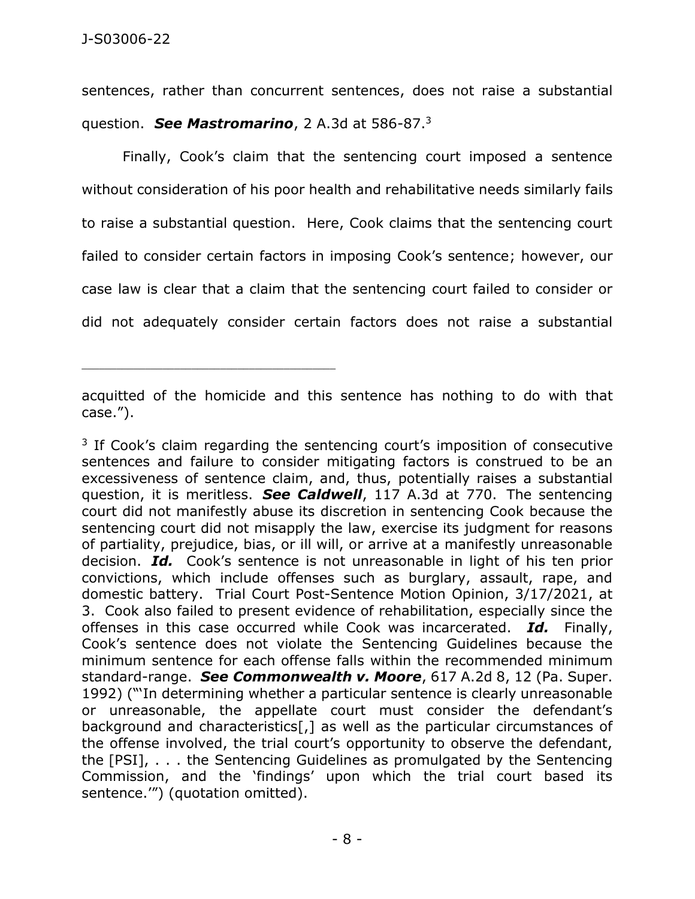sentences, rather than concurrent sentences, does not raise a substantial question. ***See Mastromarino***, 2 A.3d at 586-87.[3]

Finally, Cook's claim that the sentencing court imposed a sentence without consideration of his poor health and rehabilitative needs similarly fails to raise a substantial question. Here, Cook claims that the sentencing court failed to consider certain factors in imposing Cook's sentence; however, our case law is clear that a claim that the sentencing court failed to consider or did not adequately consider certain factors does not raise a substantial

---

acquitted of the homicide and this sentence has nothing to do with that case.").

[3] If Cook's claim regarding the sentencing court's imposition of consecutive sentences and failure to consider mitigating factors is construed to be an excessiveness of sentence claim, and, thus, potentially raises a substantial question, it is meritless. ***See Caldwell***, 117 A.3d at 770. The sentencing court did not manifestly abuse its discretion in sentencing Cook because the sentencing court did not misapply the law, exercise its judgment for reasons of partiality, prejudice, bias, or ill will, or arrive at a manifestly unreasonable decision. ***Id.*** Cook's sentence is not unreasonable in light of his ten prior convictions, which include offenses such as burglary, assault, rape, and domestic battery. Trial Court Post-Sentence Motion Opinion, 3/17/2021, at 3. Cook also failed to present evidence of rehabilitation, especially since the offenses in this case occurred while Cook was incarcerated. ***Id.*** Finally, Cook's sentence does not violate the Sentencing Guidelines because the minimum sentence for each offense falls within the recommended minimum standard-range. ***See Commonwealth v. Moore***, 617 A.2d 8, 12 (Pa. Super. 1992) ("'In determining whether a particular sentence is clearly unreasonable or unreasonable, the appellate court must consider the defendant's background and characteristics[,] as well as the particular circumstances of the offense involved, the trial court's opportunity to observe the defendant, the [PSI], . . . the Sentencing Guidelines as promulgated by the Sentencing Commission, and the 'findings' upon which the trial court based its sentence.'") (quotation omitted).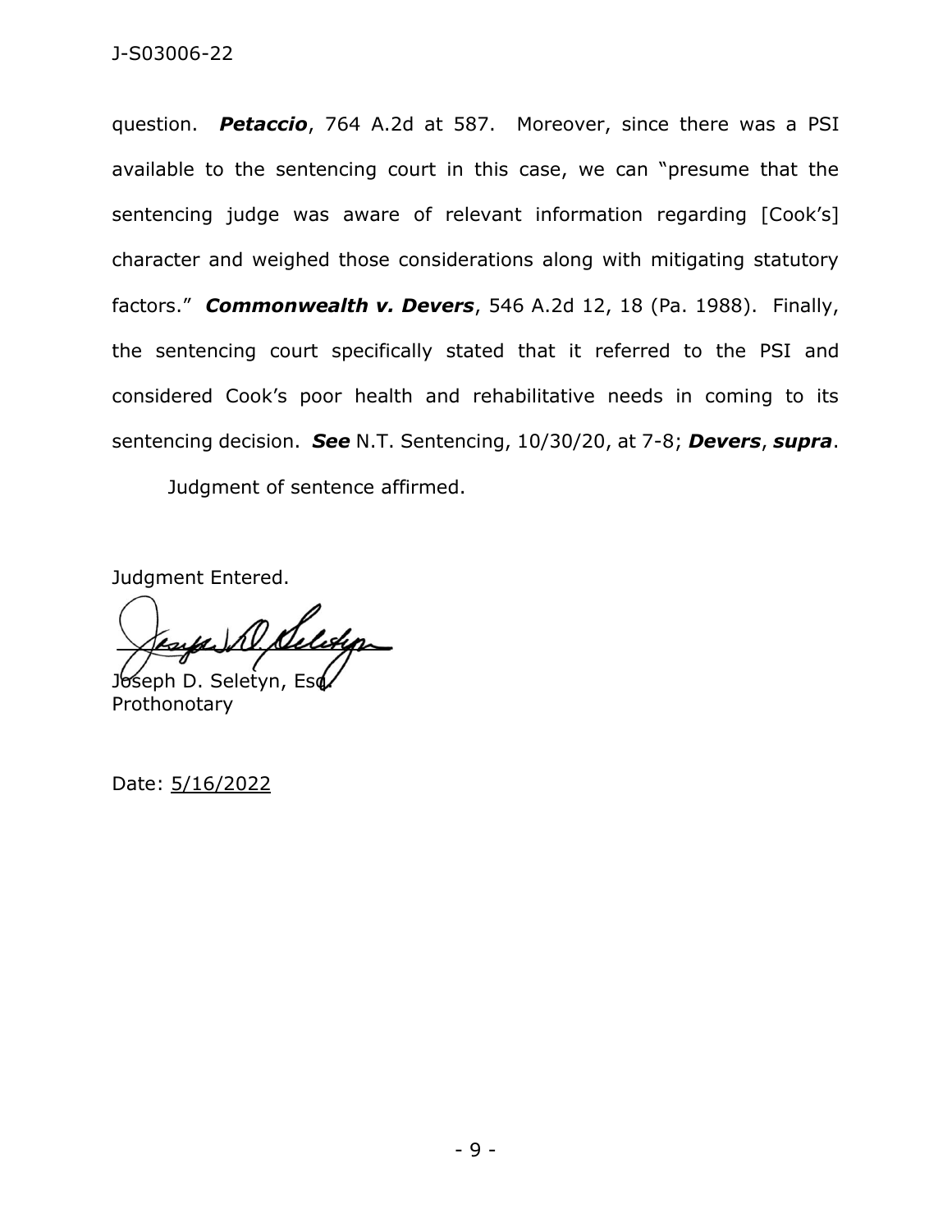question. ***Petaccio***, 764 A.2d at 587. Moreover, since there was a PSI available to the sentencing court in this case, we can "presume that the sentencing judge was aware of relevant information regarding [Cook's] character and weighed those considerations along with mitigating statutory factors." ***Commonwealth v. Devers***, 546 A.2d 12, 18 (Pa. 1988). Finally, the sentencing court specifically stated that it referred to the PSI and considered Cook's poor health and rehabilitative needs in coming to its sentencing decision. ***See*** N.T. Sentencing, 10/30/20, at 7-8; ***Devers***, ***supra***.

Judgment of sentence affirmed.

Judgment Entered.

Joseph D. Seletyn, Esq.
Prothonotary

Date: 5/16/2022